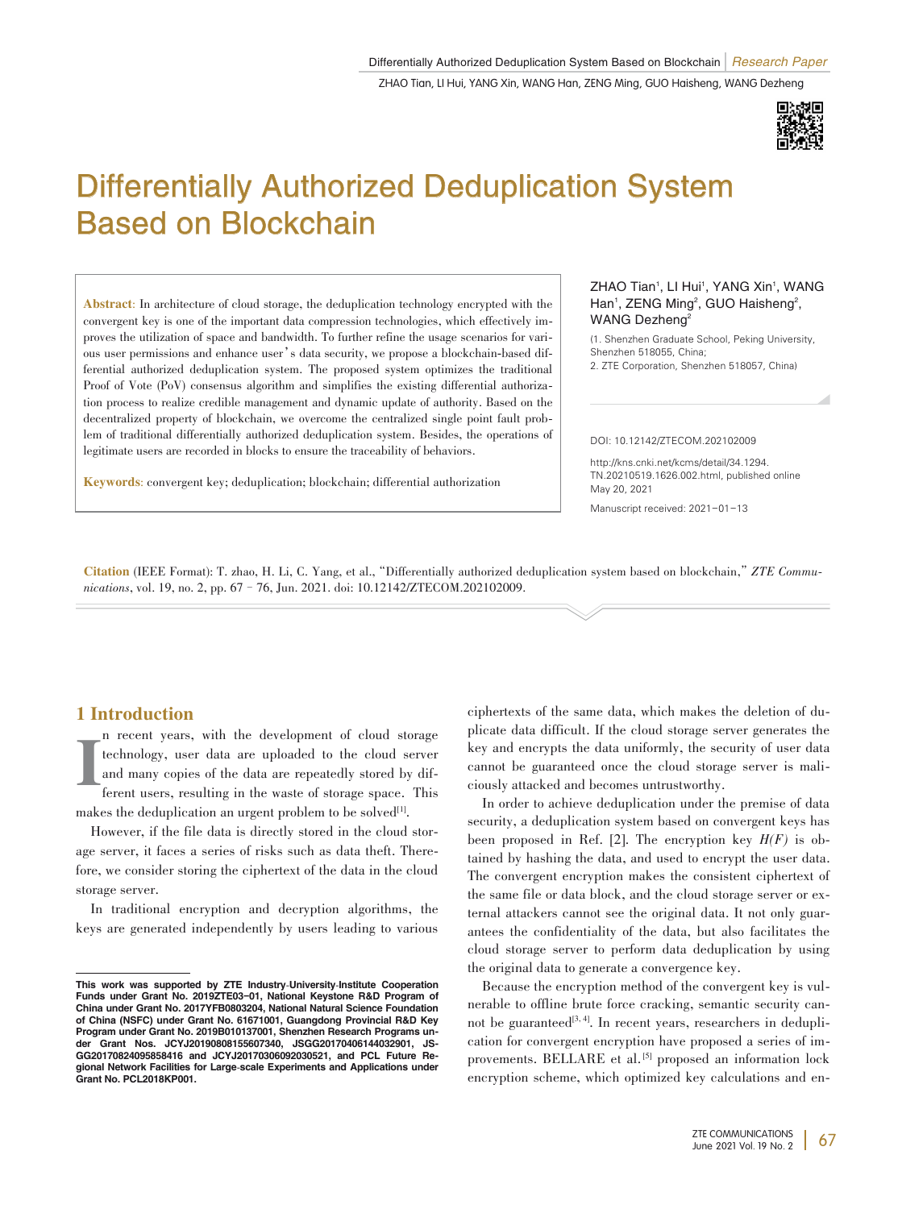# Differentially Authorized Deduplication System Based on Blockchain

ZHAO Tian[1], LI Hui[1], YANG Xin[1], WANG Han[1], ZENG Ming[2], GUO Haisheng[2], WANG Dezheng[2]

(1. Shenzhen Graduate School, Peking University, Shenzhen 518055, China;
2. ZTE Corporation, Shenzhen 518057, China)

**Abstract**: In architecture of cloud storage, the deduplication technology encrypted with the convergent key is one of the important data compression technologies, which effectively improves the utilization of space and bandwidth. To further refine the usage scenarios for various user permissions and enhance user's data security, we propose a blockchain-based differential authorized deduplication system. The proposed system optimizes the traditional Proof of Vote (PoV) consensus algorithm and simplifies the existing differential authorization process to realize credible management and dynamic update of authority. Based on the decentralized property of blockchain, we overcome the centralized single point fault problem of traditional differentially authorized deduplication system. Besides, the operations of legitimate users are recorded in blocks to ensure the traceability of behaviors.

**Keywords**: convergent key; deduplication; blockchain; differential authorization

DOI: 10.12142/ZTECOM.202102009

http://kns.cnki.net/kcms/detail/34.1294.TN.20210519.1626.002.html, published online May 20, 2021

Manuscript received: 2021-01-13

**Citation** (IEEE Format): T. zhao, H. Li, C. Yang, et al., "Differentially authorized deduplication system based on blockchain," *ZTE Communications*, vol. 19, no. 2, pp. 67–76, Jun. 2021. doi: 10.12142/ZTECOM.202102009.

## 1 Introduction

In recent years, with the development of cloud storage technology, user data are uploaded to the cloud server and many copies of the data are repeatedly stored by different users, resulting in the waste of storage space. This makes the deduplication an urgent problem to be solved[1].

However, if the file data is directly stored in the cloud storage server, it faces a series of risks such as data theft. Therefore, we consider storing the ciphertext of the data in the cloud storage server.

In traditional encryption and decryption algorithms, the keys are generated independently by users leading to various ciphertexts of the same data, which makes the deletion of duplicate data difficult. If the cloud storage server generates the key and encrypts the data uniformly, the security of user data cannot be guaranteed once the cloud storage server is maliciously attacked and becomes untrustworthy.

In order to achieve deduplication under the premise of data security, a deduplication system based on convergent keys has been proposed in Ref. [2]. The encryption key $H(F)$ is obtained by hashing the data, and used to encrypt the user data. The convergent encryption makes the consistent ciphertext of the same file or data block, and the cloud storage server or external attackers cannot see the original data. It not only guarantees the confidentiality of the data, but also facilitates the cloud storage server to perform data deduplication by using the original data to generate a convergence key.

Because the encryption method of the convergent key is vulnerable to offline brute force cracking, semantic security cannot be guaranteed[3, 4]. In recent years, researchers in deduplication for convergent encryption have proposed a series of improvements. BELLARE et al.[5] proposed an information lock encryption scheme, which optimized key calculations and en-

---

**This work was supported by ZTE Industry-University-Institute Cooperation Funds under Grant No. 2019ZTE03-01, National Keystone R&D Program of China under Grant No. 2017YFB0803204, National Natural Science Foundation of China (NSFC) under Grant No. 61671001, Guangdong Provincial R&D Key Program under Grant No. 2019B010137001, Shenzhen Research Programs under Grant Nos. JCYJ20190808155607340, JSGG20170406144032901, JSGG20170824095858416 and JCYJ20170306092030521, and PCL Future Regional Network Facilities for Large-scale Experiments and Applications under Grant No. PCL2018KP001.**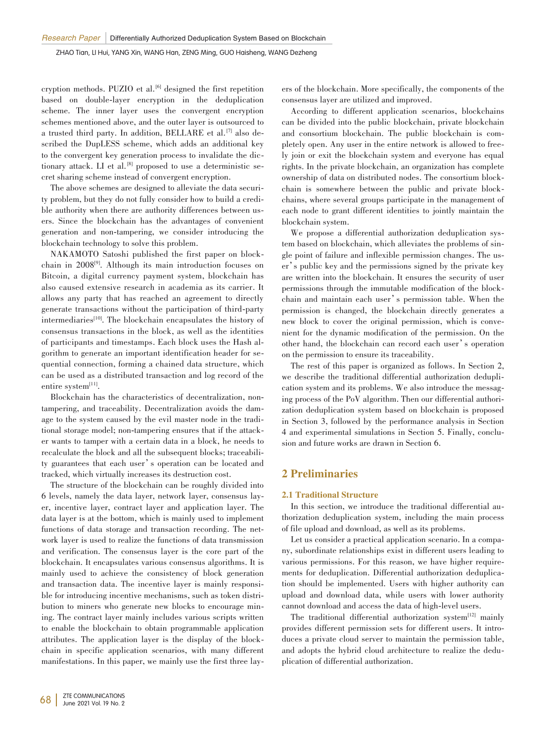cryption methods. PUZIO et al.[6] designed the first repetition based on double-layer encryption in the deduplication scheme. The inner layer uses the convergent encryption schemes mentioned above, and the outer layer is outsourced to a trusted third party. In addition, BELLARE et al.[7] also described the DupLESS scheme, which adds an additional key to the convergent key generation process to invalidate the dictionary attack. LI et al.[8] proposed to use a deterministic secret sharing scheme instead of convergent encryption.

The above schemes are designed to alleviate the data security problem, but they do not fully consider how to build a credible authority when there are authority differences between users. Since the blockchain has the advantages of convenient generation and non-tampering, we consider introducing the blockchain technology to solve this problem.

NAKAMOTO Satoshi published the first paper on blockchain in 2008[9]. Although its main introduction focuses on Bitcoin, a digital currency payment system, blockchain has also caused extensive research in academia as its carrier. It allows any party that has reached an agreement to directly generate transactions without the participation of third-party intermediaries[10]. The blockchain encapsulates the history of consensus transactions in the block, as well as the identities of participants and timestamps. Each block uses the Hash algorithm to generate an important identification header for sequential connection, forming a chained data structure, which can be used as a distributed transaction and log record of the entire system[11].

Blockchain has the characteristics of decentralization, non-tampering, and traceability. Decentralization avoids the damage to the system caused by the evil master node in the traditional storage model; non-tampering ensures that if the attacker wants to tamper with a certain data in a block, he needs to recalculate the block and all the subsequent blocks; traceability guarantees that each user's operation can be located and tracked, which virtually increases its destruction cost.

The structure of the blockchain can be roughly divided into 6 levels, namely the data layer, network layer, consensus layer, incentive layer, contract layer and application layer. The data layer is at the bottom, which is mainly used to implement functions of data storage and transaction recording. The network layer is used to realize the functions of data transmission and verification. The consensus layer is the core part of the blockchain. It encapsulates various consensus algorithms. It is mainly used to achieve the consistency of block generation and transaction data. The incentive layer is mainly responsible for introducing incentive mechanisms, such as token distribution to miners who generate new blocks to encourage mining. The contract layer mainly includes various scripts written to enable the blockchain to obtain programmable application attributes. The application layer is the display of the blockchain in specific application scenarios, with many different manifestations. In this paper, we mainly use the first three layers of the blockchain. More specifically, the components of the consensus layer are utilized and improved.

According to different application scenarios, blockchains can be divided into the public blockchain, private blockchain and consortium blockchain. The public blockchain is completely open. Any user in the entire network is allowed to freely join or exit the blockchain system and everyone has equal rights. In the private blockchain, an organization has complete ownership of data on distributed nodes. The consortium blockchain is somewhere between the public and private blockchains, where several groups participate in the management of each node to grant different identities to jointly maintain the blockchain system.

We propose a differential authorization deduplication system based on blockchain, which alleviates the problems of single point of failure and inflexible permission changes. The user's public key and the permissions signed by the private key are written into the blockchain. It ensures the security of user permissions through the immutable modification of the blockchain and maintain each user's permission table. When the permission is changed, the blockchain directly generates a new block to cover the original permission, which is convenient for the dynamic modification of the permission. On the other hand, the blockchain can record each user's operation on the permission to ensure its traceability.

The rest of this paper is organized as follows. In Section 2, we describe the traditional differential authorization deduplication system and its problems. We also introduce the messaging process of the PoV algorithm. Then our differential authorization deduplication system based on blockchain is proposed in Section 3, followed by the performance analysis in Section 4 and experimental simulations in Section 5. Finally, conclusion and future works are drawn in Section 6.

## 2 Preliminaries

### 2.1 Traditional Structure

In this section, we introduce the traditional differential authorization deduplication system, including the main process of file upload and download, as well as its problems.

Let us consider a practical application scenario. In a company, subordinate relationships exist in different users leading to various permissions. For this reason, we have higher requirements for deduplication. Differential authorization deduplication should be implemented. Users with higher authority can upload and download data, while users with lower authority cannot download and access the data of high-level users.

The traditional differential authorization system[12] mainly provides different permission sets for different users. It introduces a private cloud server to maintain the permission table, and adopts the hybrid cloud architecture to realize the deduplication of differential authorization.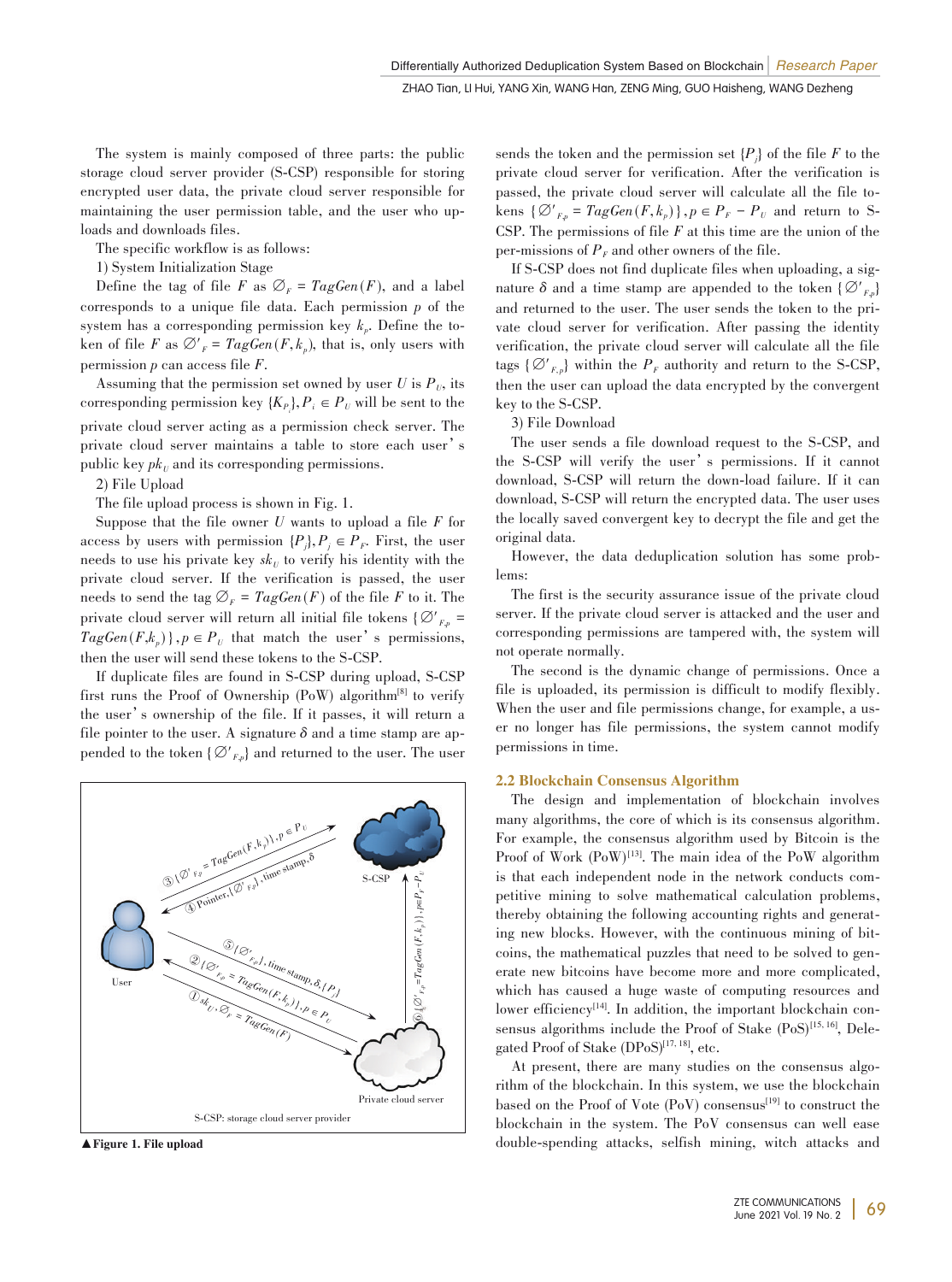The system is mainly composed of three parts: the public storage cloud server provider (S-CSP) responsible for storing encrypted user data, the private cloud server responsible for maintaining the user permission table, and the user who uploads and downloads files.

The specific workflow is as follows:

1) System Initialization Stage

Define the tag of file $F$ as $\varnothing_F = TagGen(F)$, and a label corresponds to a unique file data. Each permission $p$ of the system has a corresponding permission key $k_p$. Define the token of file $F$ as $\varnothing'_F = TagGen(F, k_p)$, that is, only users with permission $p$ can access file $F$.

Assuming that the permission set owned by user $U$ is $P_U$, its corresponding permission key $\{K_{P_i}\}, P_i \in P_U$ will be sent to the private cloud server acting as a permission check server. The private cloud server maintains a table to store each user's public key $pk_U$ and its corresponding permissions.

2) File Upload

The file upload process is shown in Fig. 1.

Suppose that the file owner $U$ wants to upload a file $F$ for access by users with permission $\{P_j\}, P_j \in P_F$. First, the user needs to use his private key $sk_U$ to verify his identity with the private cloud server. If the verification is passed, the user needs to send the tag $\varnothing_F = TagGen(F)$ of the file $F$ to it. The private cloud server will return all initial file tokens $\{\varnothing'_{F,p} = TagGen(F,k_p)\}, p \in P_U$ that match the user's permissions, then the user will send these tokens to the S-CSP.

If duplicate files are found in S-CSP during upload, S-CSP first runs the Proof of Ownership (PoW) algorithm[8] to verify the user's ownership of the file. If it passes, it will return a file pointer to the user. A signature $\delta$ and a time stamp are appended to the token $\{\varnothing'_{F,p}\}$ and returned to the user. The user sends the token and the permission set $\{P_j\}$ of the file $F$ to the private cloud server for verification. After the verification is passed, the private cloud server will calculate all the file tokens $\{\varnothing'_{F,p} = TagGen(F, k_p)\}, p \in P_F - P_U$ and return to S-CSP. The permissions of file $F$ at this time are the union of the per-missions of $P_F$ and other owners of the file.

If S-CSP does not find duplicate files when uploading, a signature $\delta$ and a time stamp are appended to the token $\{\varnothing'_{F,p}\}$ and returned to the user. The user sends the token to the private cloud server for verification. After passing the identity verification, the private cloud server will calculate all the file tags $\{\varnothing'_{F,p}\}$ within the $P_F$ authority and return to the S-CSP, then the user can upload the data encrypted by the convergent key to the S-CSP.

3) File Download

The user sends a file download request to the S-CSP, and the S-CSP will verify the user's permissions. If it cannot download, S-CSP will return the down-load failure. If it can download, S-CSP will return the encrypted data. The user uses the locally saved convergent key to decrypt the file and get the original data.

However, the data deduplication solution has some problems:

The first is the security assurance issue of the private cloud server. If the private cloud server is attacked and the user and corresponding permissions are tampered with, the system will not operate normally.

The second is the dynamic change of permissions. Once a file is uploaded, its permission is difficult to modify flexibly. When the user and file permissions change, for example, a user no longer has file permissions, the system cannot modify permissions in time.

▲Figure 1. File upload

### 2.2 Blockchain Consensus Algorithm

The design and implementation of blockchain involves many algorithms, the core of which is its consensus algorithm. For example, the consensus algorithm used by Bitcoin is the Proof of Work (PoW)[13]. The main idea of the PoW algorithm is that each independent node in the network conducts competitive mining to solve mathematical calculation problems, thereby obtaining the following accounting rights and generating new blocks. However, with the continuous mining of bitcoins, the mathematical puzzles that need to be solved to generate new bitcoins have become more and more complicated, which has caused a huge waste of computing resources and lower efficiency[14]. In addition, the important blockchain consensus algorithms include the Proof of Stake (PoS)[15, 16], Delegated Proof of Stake (DPoS)[17, 18], etc.

At present, there are many studies on the consensus algorithm of the blockchain. In this system, we use the blockchain based on the Proof of Vote (PoV) consensus[19] to construct the blockchain in the system. The PoV consensus can well ease double-spending attacks, selfish mining, witch attacks and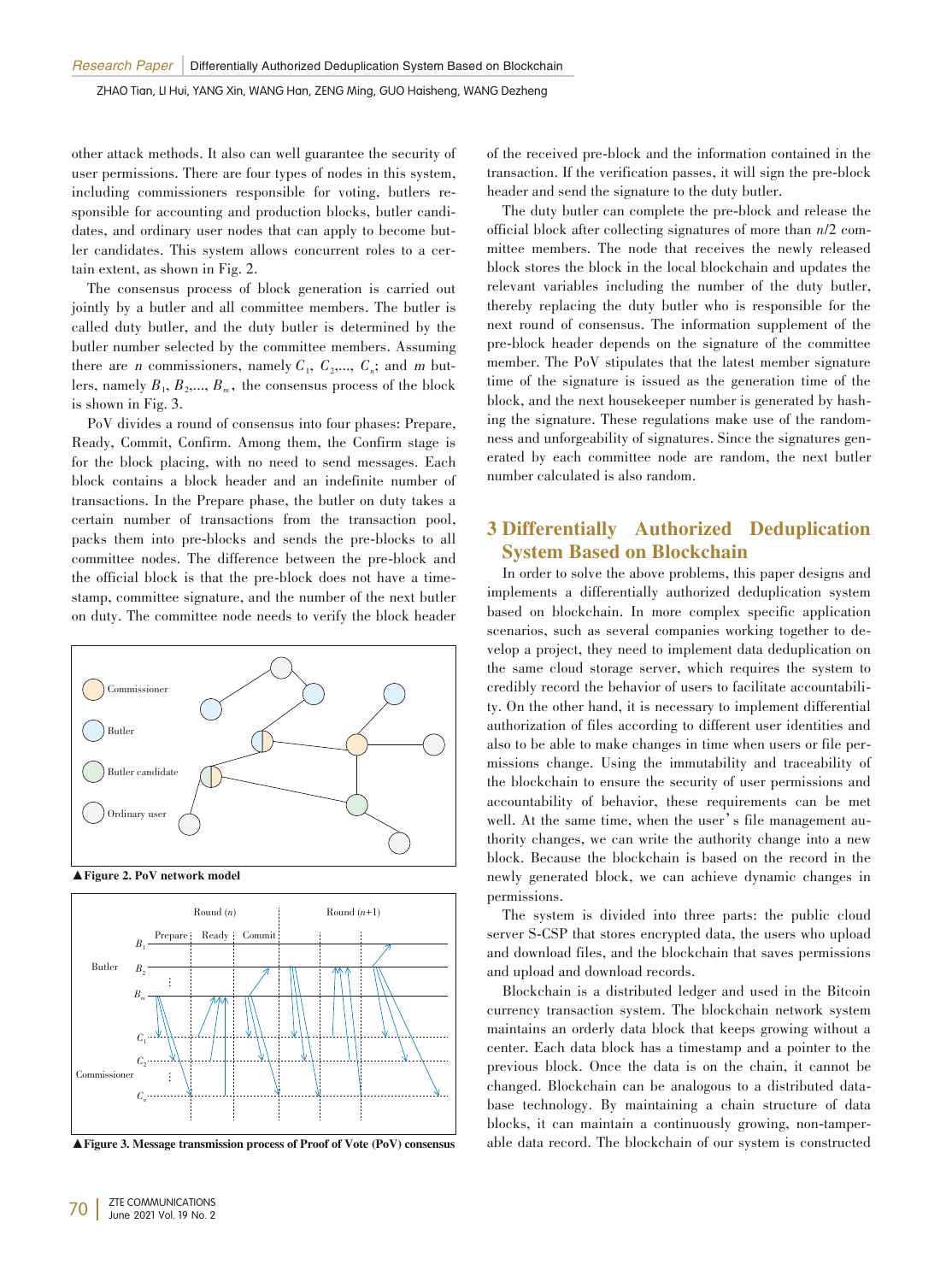other attack methods. It also can well guarantee the security of user permissions. There are four types of nodes in this system, including commissioners responsible for voting, butlers responsible for accounting and production blocks, butler candidates, and ordinary user nodes that can apply to become butler candidates. This system allows concurrent roles to a certain extent, as shown in Fig. 2.

The consensus process of block generation is carried out jointly by a butler and all committee members. The butler is called duty butler, and the duty butler is determined by the butler number selected by the committee members. Assuming there are $n$ commissioners, namely $C_1$, $C_2$,..., $C_n$; and $m$ butlers, namely $B_1$, $B_2$,..., $B_m$, the consensus process of the block is shown in Fig. 3.

PoV divides a round of consensus into four phases: Prepare, Ready, Commit, Confirm. Among them, the Confirm stage is for the block placing, with no need to send messages. Each block contains a block header and an indefinite number of transactions. In the Prepare phase, the butler on duty takes a certain number of transactions from the transaction pool, packs them into pre-blocks and sends the pre-blocks to all committee nodes. The difference between the pre-block and the official block is that the pre-block does not have a timestamp, committee signature, and the number of the next butler on duty. The committee node needs to verify the block header

▲Figure 2. PoV network model

▲Figure 3. Message transmission process of Proof of Vote (PoV) consensus

of the received pre-block and the information contained in the transaction. If the verification passes, it will sign the pre-block header and send the signature to the duty butler.

The duty butler can complete the pre-block and release the official block after collecting signatures of more than $n/2$ committee members. The node that receives the newly released block stores the block in the local blockchain and updates the relevant variables including the number of the duty butler, thereby replacing the duty butler who is responsible for the next round of consensus. The information supplement of the pre-block header depends on the signature of the committee member. The PoV stipulates that the latest member signature time of the signature is issued as the generation time of the block, and the next housekeeper number is generated by hashing the signature. These regulations make use of the randomness and unforgeability of signatures. Since the signatures generated by each committee node are random, the next butler number calculated is also random.

## 3 Differentially Authorized Deduplication System Based on Blockchain

In order to solve the above problems, this paper designs and implements a differentially authorized deduplication system based on blockchain. In more complex specific application scenarios, such as several companies working together to develop a project, they need to implement data deduplication on the same cloud storage server, which requires the system to credibly record the behavior of users to facilitate accountability. On the other hand, it is necessary to implement differential authorization of files according to different user identities and also to be able to make changes in time when users or file permissions change. Using the immutability and traceability of the blockchain to ensure the security of user permissions and accountability of behavior, these requirements can be met well. At the same time, when the user's file management authority changes, we can write the authority change into a new block. Because the blockchain is based on the record in the newly generated block, we can achieve dynamic changes in permissions.

The system is divided into three parts: the public cloud server S-CSP that stores encrypted data, the users who upload and download files, and the blockchain that saves permissions and upload and download records.

Blockchain is a distributed ledger and used in the Bitcoin currency transaction system. The blockchain network system maintains an orderly data block that keeps growing without a center. Each data block has a timestamp and a pointer to the previous block. Once the data is on the chain, it cannot be changed. Blockchain can be analogous to a distributed database technology. By maintaining a chain structure of data blocks, it can maintain a continuously growing, non-tamperable data record. The blockchain of our system is constructed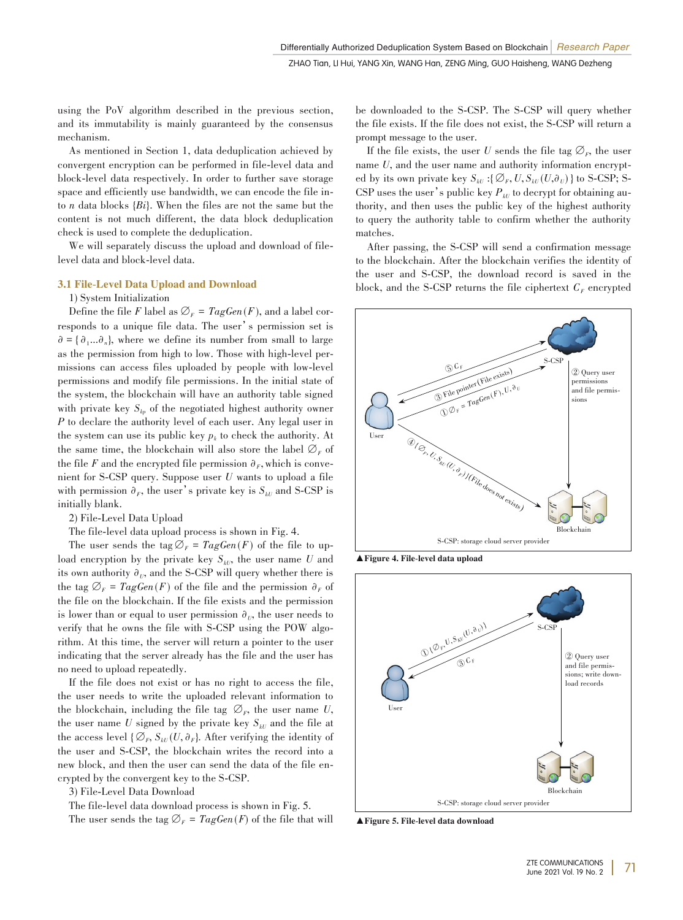using the PoV algorithm described in the previous section, and its immutability is mainly guaranteed by the consensus mechanism.

As mentioned in Section 1, data deduplication achieved by convergent encryption can be performed in file-level data and block-level data respectively. In order to further save storage space and efficiently use bandwidth, we can encode the file into $n$ data blocks $\{Bi\}$. When the files are not the same but the content is not much different, the data block deduplication check is used to complete the deduplication.

We will separately discuss the upload and download of file-level data and block-level data.

### 3.1 File-Level Data Upload and Download

1) System Initialization

Define the file $F$ label as $\varnothing_F = TagGen(F)$, and a label corresponds to a unique file data. The user's permission set is $\partial = \{\partial_1 \dots \partial_n\}$, where we define its number from small to large as the permission from high to low. Those with high-level permissions can access files uploaded by people with low-level permissions and modify file permissions. In the initial state of the system, the blockchain will have an authority table signed with private key $S_{kp}$ of the negotiated highest authority owner $P$ to declare the authority level of each user. Any legal user in the system can use its public key $p_k$ to check the authority. At the same time, the blockchain will also store the label $\varnothing_F$ of the file $F$ and the encrypted file permission $\partial_F$, which is convenient for S-CSP query. Suppose user $U$ wants to upload a file with permission $\partial_F$, the user's private key is $S_{kU}$ and S-CSP is initially blank.

2) File-Level Data Upload

The file-level data upload process is shown in Fig. 4.

The user sends the tag $\varnothing_F = TagGen(F)$ of the file to upload encryption by the private key $S_{kU}$, the user name $U$ and its own authority $\partial_U$, and the S-CSP will query whether there is the tag $\varnothing_F = TagGen(F)$ of the file and the permission $\partial_F$ of the file on the blockchain. If the file exists and the permission is lower than or equal to user permission $\partial_U$, the user needs to verify that he owns the file with S-CSP using the POW algorithm. At this time, the server will return a pointer to the user indicating that the server already has the file and the user has no need to upload repeatedly.

If the file does not exist or has no right to access the file, the user needs to write the uploaded relevant information to the blockchain, including the file tag $\varnothing_F$, the user name $U$, the user name $U$ signed by the private key $S_{kU}$ and the file at the access level $\{\varnothing_F, S_{kU}(U, \partial_F)\}$. After verifying the identity of the user and S-CSP, the blockchain writes the record into a new block, and then the user can send the data of the file encrypted by the convergent key to the S-CSP.

3) File-Level Data Download

The file-level data download process is shown in Fig. 5.

The user sends the tag $\varnothing_F = TagGen(F)$ of the file that will be downloaded to the S-CSP. The S-CSP will query whether the file exists. If the file does not exist, the S-CSP will return a prompt message to the user.

If the file exists, the user $U$ sends the file tag $\varnothing_F$, the user name $U$, and the user name and authority information encrypted by its own private key $S_{kU}$ :$\{\varnothing_F, U, S_{kU}(U, \partial_U)\}$ to S-CSP; S-CSP uses the user's public key $P_{kU}$ to decrypt for obtaining authority, and then uses the public key of the highest authority to query the authority table to confirm whether the authority matches.

After passing, the S-CSP will send a confirmation message to the blockchain. After the blockchain verifies the identity of the user and S-CSP, the download record is saved in the block, and the S-CSP returns the file ciphertext $C_F$ encrypted

▲Figure 4. File-level data upload

▲Figure 5. File-level data download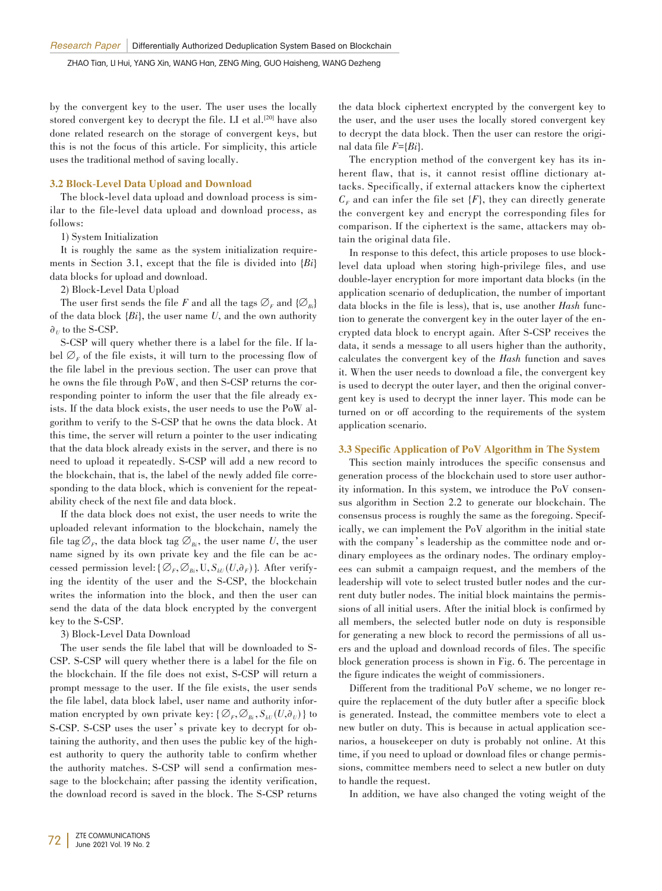by the convergent key to the user. The user uses the locally stored convergent key to decrypt the file. LI et al.[20] have also done related research on the storage of convergent keys, but this is not the focus of this article. For simplicity, this article uses the traditional method of saving locally.

### 3.2 Block-Level Data Upload and Download

The block-level data upload and download process is similar to the file-level data upload and download process, as follows:

1) System Initialization

It is roughly the same as the system initialization requirements in Section 3.1, except that the file is divided into $\{Bi\}$ data blocks for upload and download.

2) Block-Level Data Upload

The user first sends the file $F$ and all the tags $\varnothing_F$ and $\{\varnothing_{Bi}\}$ of the data block $\{Bi\}$, the user name $U$, and the own authority $\partial_U$ to the S-CSP.

S-CSP will query whether there is a label for the file. If label $\varnothing_F$ of the file exists, it will turn to the processing flow of the file label in the previous section. The user can prove that he owns the file through PoW, and then S-CSP returns the corresponding pointer to inform the user that the file already exists. If the data block exists, the user needs to use the PoW algorithm to verify to the S-CSP that he owns the data block. At this time, the server will return a pointer to the user indicating that the data block already exists in the server, and there is no need to upload it repeatedly. S-CSP will add a new record to the blockchain, that is, the label of the newly added file corresponding to the data block, which is convenient for the repeatability check of the next file and data block.

If the data block does not exist, the user needs to write the uploaded relevant information to the blockchain, namely the file tag $\varnothing_F$, the data block tag $\varnothing_{Bi}$, the user name $U$, the user name signed by its own private key and the file can be accessed permission level: $\{\varnothing_F, \varnothing_{Bi}, U, S_{kU}(U, \partial_F)\}$. After verifying the identity of the user and the S-CSP, the blockchain writes the information into the block, and then the user can send the data of the data block encrypted by the convergent key to the S-CSP.

3) Block-Level Data Download

The user sends the file label that will be downloaded to S-CSP. S-CSP will query whether there is a label for the file on the blockchain. If the file does not exist, S-CSP will return a prompt message to the user. If the file exists, the user sends the file label, data block label, user name and authority information encrypted by own private key: $\{\varnothing_F, \varnothing_{Bi}, S_{kU}(U, \partial_U)\}$ to S-CSP. S-CSP uses the user's private key to decrypt for obtaining the authority, and then uses the public key of the highest authority to query the authority table to confirm whether the authority matches. S-CSP will send a confirmation message to the blockchain; after passing the identity verification, the download record is saved in the block. The S-CSP returns the data block ciphertext encrypted by the convergent key to the user, and the user uses the locally stored convergent key to decrypt the data block. Then the user can restore the original data file $F=\{Bi\}$.

The encryption method of the convergent key has its inherent flaw, that is, it cannot resist offline dictionary attacks. Specifically, if external attackers know the ciphertext $C_F$ and can infer the file set $\{F\}$, they can directly generate the convergent key and encrypt the corresponding files for comparison. If the ciphertext is the same, attackers may obtain the original data file.

In response to this defect, this article proposes to use block-level data upload when storing high-privilege files, and use double-layer encryption for more important data blocks (in the application scenario of deduplication, the number of important data blocks in the file is less), that is, use another *Hash* function to generate the convergent key in the outer layer of the encrypted data block to encrypt again. After S-CSP receives the data, it sends a message to all users higher than the authority, calculates the convergent key of the *Hash* function and saves it. When the user needs to download a file, the convergent key is used to decrypt the outer layer, and then the original convergent key is used to decrypt the inner layer. This mode can be turned on or off according to the requirements of the system application scenario.

### 3.3 Specific Application of PoV Algorithm in The System

This section mainly introduces the specific consensus and generation process of the blockchain used to store user authority information. In this system, we introduce the PoV consensus algorithm in Section 2.2 to generate our blockchain. The consensus process is roughly the same as the foregoing. Specifically, we can implement the PoV algorithm in the initial state with the company's leadership as the committee node and ordinary employees as the ordinary nodes. The ordinary employees can submit a campaign request, and the members of the leadership will vote to select trusted butler nodes and the current duty butler nodes. The initial block maintains the permissions of all initial users. After the initial block is confirmed by all members, the selected butler node on duty is responsible for generating a new block to record the permissions of all users and the upload and download records of files. The specific block generation process is shown in Fig. 6. The percentage in the figure indicates the weight of commissioners.

Different from the traditional PoV scheme, we no longer require the replacement of the duty butler after a specific block is generated. Instead, the committee members vote to elect a new butler on duty. This is because in actual application scenarios, a housekeeper on duty is probably not online. At this time, if you need to upload or download files or change permissions, committee members need to select a new butler on duty to handle the request.

In addition, we have also changed the voting weight of the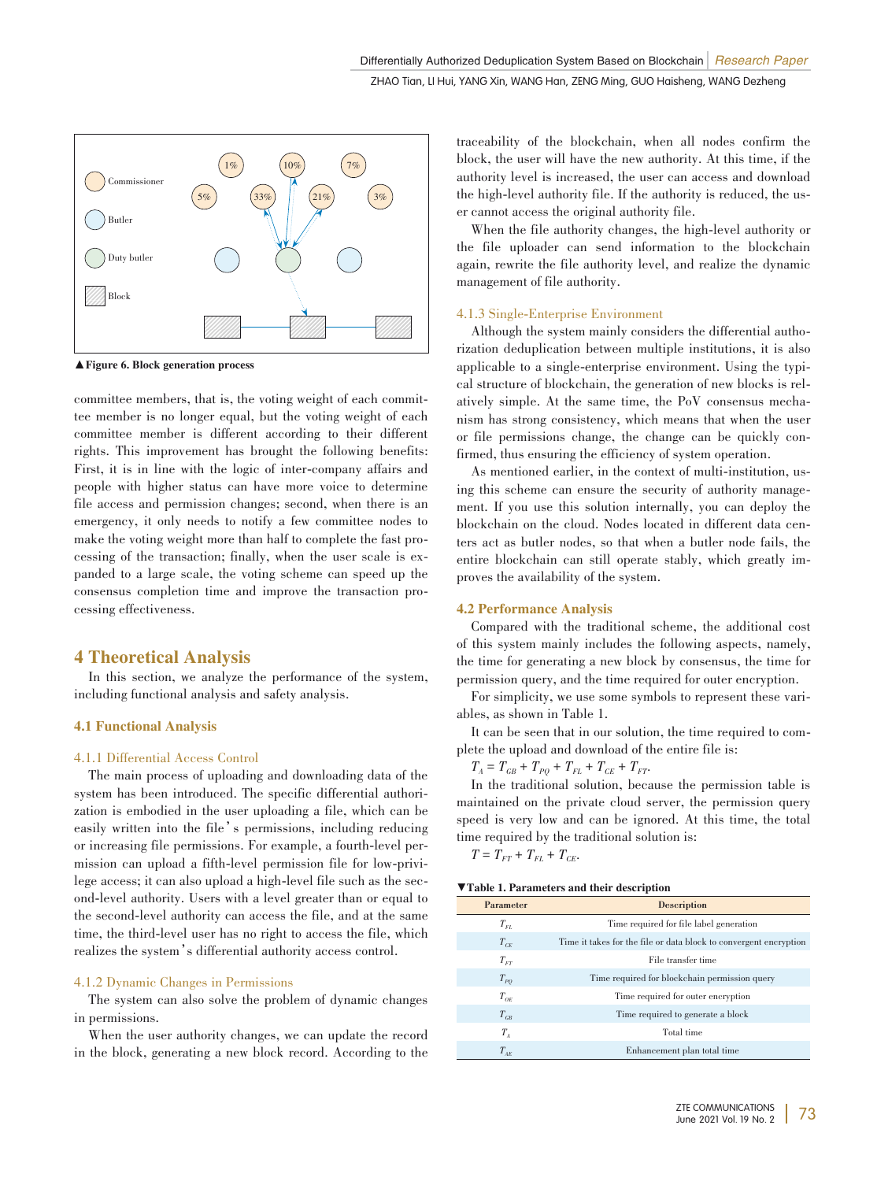▲Figure 6. Block generation process

committee members, that is, the voting weight of each committee member is no longer equal, but the voting weight of each committee member is different according to their different rights. This improvement has brought the following benefits: First, it is in line with the logic of inter-company affairs and people with higher status can have more voice to determine file access and permission changes; second, when there is an emergency, it only needs to notify a few committee nodes to make the voting weight more than half to complete the fast processing of the transaction; finally, when the user scale is expanded to a large scale, the voting scheme can speed up the consensus completion time and improve the transaction processing effectiveness.

## 4 Theoretical Analysis

In this section, we analyze the performance of the system, including functional analysis and safety analysis.

### 4.1 Functional Analysis

#### 4.1.1 Differential Access Control

The main process of uploading and downloading data of the system has been introduced. The specific differential authorization is embodied in the user uploading a file, which can be easily written into the file's permissions, including reducing or increasing file permissions. For example, a fourth-level permission can upload a fifth-level permission file for low-privilege access; it can also upload a high-level file such as the second-level authority. Users with a level greater than or equal to the second-level authority can access the file, and at the same time, the third-level user has no right to access the file, which realizes the system's differential authority access control.

#### 4.1.2 Dynamic Changes in Permissions

The system can also solve the problem of dynamic changes in permissions.

When the user authority changes, we can update the record in the block, generating a new block record. According to the traceability of the blockchain, when all nodes confirm the block, the user will have the new authority. At this time, if the authority level is increased, the user can access and download the high-level authority file. If the authority is reduced, the user cannot access the original authority file.

When the file authority changes, the high-level authority or the file uploader can send information to the blockchain again, rewrite the file authority level, and realize the dynamic management of file authority.

#### 4.1.3 Single-Enterprise Environment

Although the system mainly considers the differential authorization deduplication between multiple institutions, it is also applicable to a single-enterprise environment. Using the typical structure of blockchain, the generation of new blocks is relatively simple. At the same time, the PoV consensus mechanism has strong consistency, which means that when the user or file permissions change, the change can be quickly confirmed, thus ensuring the efficiency of system operation.

As mentioned earlier, in the context of multi-institution, using this scheme can ensure the security of authority management. If you use this solution internally, you can deploy the blockchain on the cloud. Nodes located in different data centers act as butler nodes, so that when a butler node fails, the entire blockchain can still operate stably, which greatly improves the availability of the system.

### 4.2 Performance Analysis

Compared with the traditional scheme, the additional cost of this system mainly includes the following aspects, namely, the time for generating a new block by consensus, the time for permission query, and the time required for outer encryption.

For simplicity, we use some symbols to represent these variables, as shown in Table 1.

It can be seen that in our solution, the time required to complete the upload and download of the entire file is:

$T_A = T_{GB} + T_{PQ} + T_{FL} + T_{CE} + T_{FT}$.

In the traditional solution, because the permission table is maintained on the private cloud server, the permission query speed is very low and can be ignored. At this time, the total time required by the traditional solution is:

$T = T_{FT} + T_{FL} + T_{CE}$.

▼Table 1. Parameters and their description

| Parameter | Description |
|---|---|
| $T_{FL}$ | Time required for file label generation |
| $T_{CE}$ | Time it takes for the file or data block to convergent encryption |
| $T_{FT}$ | File transfer time |
| $T_{PQ}$ | Time required for blockchain permission query |
| $T_{OE}$ | Time required for outer encryption |
| $T_{GB}$ | Time required to generate a block |
| $T_A$ | Total time |
| $T_{AE}$ | Enhancement plan total time |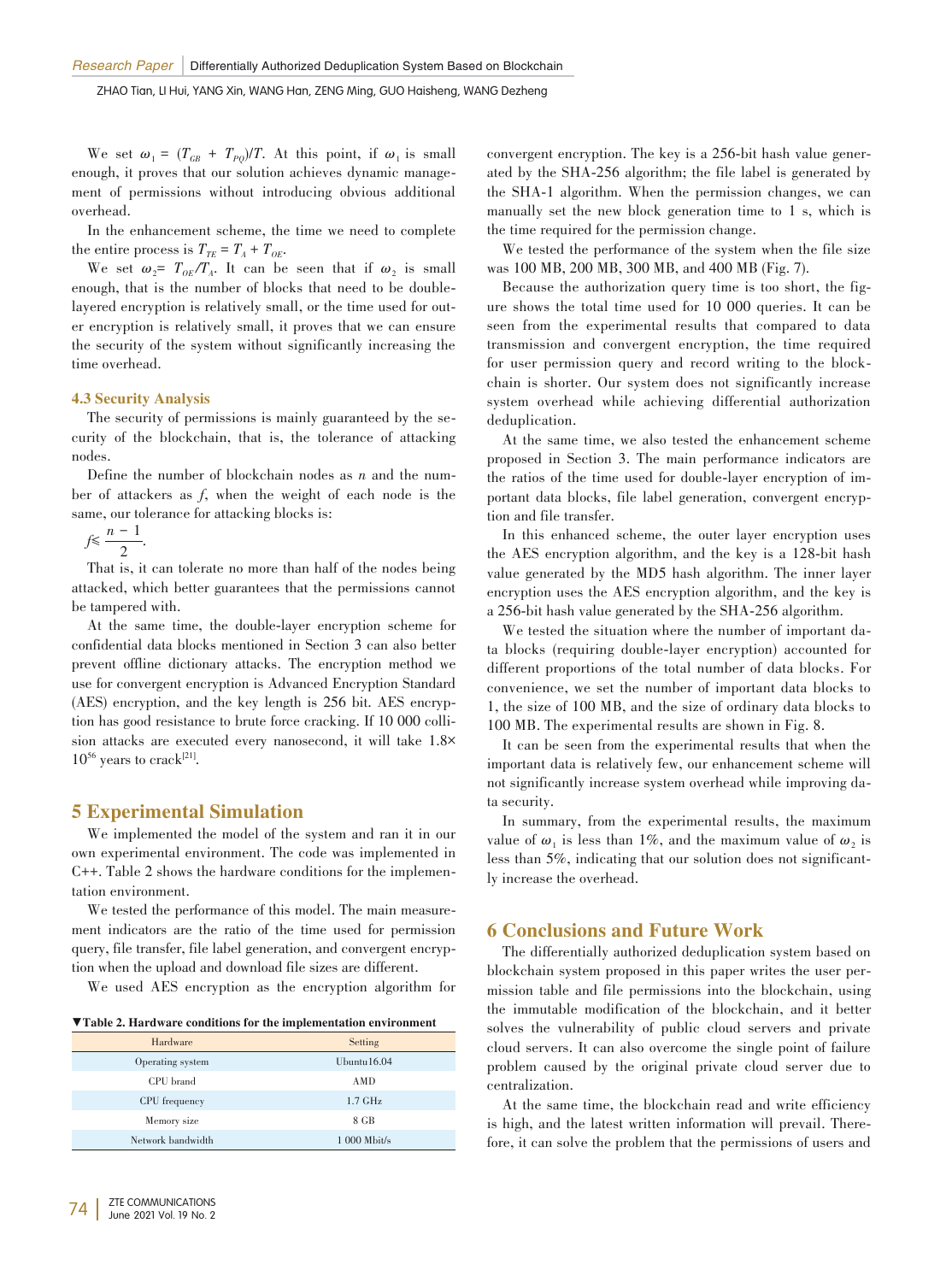We set $\omega_1 = (T_{GB} + T_{PQ})/T$. At this point, if $\omega_1$ is small enough, it proves that our solution achieves dynamic management of permissions without introducing obvious additional overhead.

In the enhancement scheme, the time we need to complete the entire process is $T_{TE} = T_A + T_{OE}$.

We set $\omega_2 = T_{OE}/T_A$. It can be seen that if $\omega_2$ is small enough, that is the number of blocks that need to be double-layered encryption is relatively small, or the time used for outer encryption is relatively small, it proves that we can ensure the security of the system without significantly increasing the time overhead.

### 4.3 Security Analysis

The security of permissions is mainly guaranteed by the security of the blockchain, that is, the tolerance of attacking nodes.

Define the number of blockchain nodes as $n$ and the number of attackers as $f$, when the weight of each node is the same, our tolerance for attacking blocks is:

$$f \leqslant \frac{n-1}{2}.$$

That is, it can tolerate no more than half of the nodes being attacked, which better guarantees that the permissions cannot be tampered with.

At the same time, the double-layer encryption scheme for confidential data blocks mentioned in Section 3 can also better prevent offline dictionary attacks. The encryption method we use for convergent encryption is Advanced Encryption Standard (AES) encryption, and the key length is 256 bit. AES encryption has good resistance to brute force cracking. If 10 000 collision attacks are executed every nanosecond, it will take $1.8 \times 10^{56}$ years to crack[21].

## 5 Experimental Simulation

We implemented the model of the system and ran it in our own experimental environment. The code was implemented in C++. Table 2 shows the hardware conditions for the implementation environment.

We tested the performance of this model. The main measurement indicators are the ratio of the time used for permission query, file transfer, file label generation, and convergent encryption when the upload and download file sizes are different.

We used AES encryption as the encryption algorithm for convergent encryption. The key is a 256-bit hash value generated by the SHA-256 algorithm; the file label is generated by the SHA-1 algorithm. When the permission changes, we can manually set the new block generation time to 1 s, which is the time required for the permission change.

▼Table 2. Hardware conditions for the implementation environment

| Hardware | Setting |
|---|---|
| Operating system | Ubuntu16.04 |
| CPU brand | AMD |
| CPU frequency | 1.7 GHz |
| Memory size | 8 GB |
| Network bandwidth | 1 000 Mbit/s |

We tested the performance of the system when the file size was 100 MB, 200 MB, 300 MB, and 400 MB (Fig. 7).

Because the authorization query time is too short, the figure shows the total time used for 10 000 queries. It can be seen from the experimental results that compared to data transmission and convergent encryption, the time required for user permission query and record writing to the blockchain is shorter. Our system does not significantly increase system overhead while achieving differential authorization deduplication.

At the same time, we also tested the enhancement scheme proposed in Section 3. The main performance indicators are the ratios of the time used for double-layer encryption of important data blocks, file label generation, convergent encryption and file transfer.

In this enhanced scheme, the outer layer encryption uses the AES encryption algorithm, and the key is a 128-bit hash value generated by the MD5 hash algorithm. The inner layer encryption uses the AES encryption algorithm, and the key is a 256-bit hash value generated by the SHA-256 algorithm.

We tested the situation where the number of important data blocks (requiring double-layer encryption) accounted for different proportions of the total number of data blocks. For convenience, we set the number of important data blocks to 1, the size of 100 MB, and the size of ordinary data blocks to 100 MB. The experimental results are shown in Fig. 8.

It can be seen from the experimental results that when the important data is relatively few, our enhancement scheme will not significantly increase system overhead while improving data security.

In summary, from the experimental results, the maximum value of $\omega_1$ is less than 1%, and the maximum value of $\omega_2$ is less than 5%, indicating that our solution does not significantly increase the overhead.

## 6 Conclusions and Future Work

The differentially authorized deduplication system based on blockchain system proposed in this paper writes the user permission table and file permissions into the blockchain, using the immutable modification of the blockchain, and it better solves the vulnerability of public cloud servers and private cloud servers. It can also overcome the single point of failure problem caused by the original private cloud server due to centralization.

At the same time, the blockchain read and write efficiency is high, and the latest written information will prevail. Therefore, it can solve the problem that the permissions of users and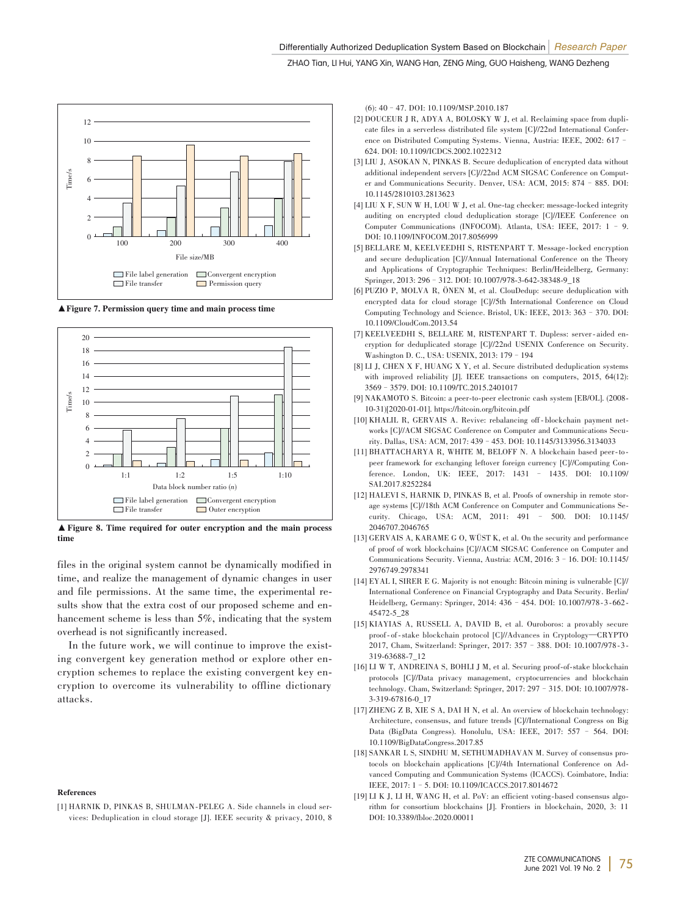▲Figure 7. Permission query time and main process time

▲ Figure 8. Time required for outer encryption and the main process time

files in the original system cannot be dynamically modified in time, and realize the management of dynamic changes in user and file permissions. At the same time, the experimental results show that the extra cost of our proposed scheme and enhancement scheme is less than 5%, indicating that the system overhead is not significantly increased.

In the future work, we will continue to improve the existing convergent key generation method or explore other encryption schemes to replace the existing convergent key encryption to overcome its vulnerability to offline dictionary attacks.

#### References

[1] HARNIK D, PINKAS B, SHULMAN-PELEG A. Side channels in cloud services: Deduplication in cloud storage [J]. IEEE security & privacy, 2010, 8 (6): 40–47. DOI: 10.1109/MSP.2010.187

[2] DOUCEUR J R, ADYA A, BOLOSKY W J, et al. Reclaiming space from duplicate files in a serverless distributed file system [C]//22nd International Conference on Distributed Computing Systems. Vienna, Austria: IEEE, 2002: 617–624. DOI: 10.1109/ICDCS.2002.1022312

[3] LIU J, ASOKAN N, PINKAS B. Secure deduplication of encrypted data without additional independent servers [C]//22nd ACM SIGSAC Conference on Computer and Communications Security. Denver, USA: ACM, 2015: 874–885. DOI: 10.1145/2810103.2813623

[4] LIU X F, SUN W H, LOU W J, et al. One-tag checker: message-locked integrity auditing on encrypted cloud deduplication storage [C]//IEEE Conference on Computer Communications (INFOCOM). Atlanta, USA: IEEE, 2017: 1–9. DOI: 10.1109/INFOCOM.2017.8056999

[5] BELLARE M, KEELVEEDHI S, RISTENPART T. Message-locked encryption and secure deduplication [C]//Annual International Conference on the Theory and Applications of Cryptographic Techniques: Berlin/Heidelberg, Germany: Springer, 2013: 296–312. DOI: 10.1007/978-3-642-38348-9_18

[6] PUZIO P, MOLVA R, ÖNEN M, et al. ClouDedup: secure deduplication with encrypted data for cloud storage [C]//5th International Conference on Cloud Computing Technology and Science. Bristol, UK: IEEE, 2013: 363–370. DOI: 10.1109/CloudCom.2013.54

[7] KEELVEEDHI S, BELLARE M, RISTENPART T. Dupless: server-aided encryption for deduplicated storage [C]//22nd USENIX Conference on Security. Washington D. C., USA: USENIX, 2013: 179–194

[8] LI J, CHEN X F, HUANG X Y, et al. Secure distributed deduplication systems with improved reliability [J]. IEEE transactions on computers, 2015, 64(12): 3569–3579. DOI: 10.1109/TC.2015.2401017

[9] NAKAMOTO S. Bitcoin: a peer-to-peer electronic cash system [EB/OL]. (2008-10-31)[2020-01-01]. https://bitcoin.org/bitcoin.pdf

[10] KHALIL R, GERVAIS A. Revive: rebalancing off-blockchain payment networks [C]//ACM SIGSAC Conference on Computer and Communications Security. Dallas, USA: ACM, 2017: 439–453. DOI: 10.1145/3133956.3134033

[11] BHATTACHARYA R, WHITE M, BELOFF N. A blockchain based peer-to-peer framework for exchanging leftover foreign currency [C]//Computing Conference. London, UK: IEEE, 2017: 1431–1435. DOI: 10.1109/SAI.2017.8252284

[12] HALEVI S, HARNIK D, PINKAS B, et al. Proofs of ownership in remote storage systems [C]//18th ACM Conference on Computer and Communications Security. Chicago, USA: ACM, 2011: 491–500. DOI: 10.1145/2046707.2046765

[13] GERVAIS A, KARAME G O, WÜST K, et al. On the security and performance of proof of work blockchains [C]//ACM SIGSAC Conference on Computer and Communications Security. Vienna, Austria: ACM, 2016: 3–16. DOI: 10.1145/2976749.2978341

[14] EYAL I, SIRER E G. Majority is not enough: Bitcoin mining is vulnerable [C]//International Conference on Financial Cryptography and Data Security. Berlin/Heidelberg, Germany: Springer, 2014: 436–454. DOI: 10.1007/978-3-662-45472-5_28

[15] KIAYIAS A, RUSSELL A, DAVID B, et al. Ouroboros: a provably secure proof-of-stake blockchain protocol [C]//Advances in Cryptology—CRYPTO 2017, Cham, Switzerland: Springer, 2017: 357–388. DOI: 10.1007/978-3-319-63688-7_12

[16] LI W T, ANDREINA S, BOHLI J M, et al. Securing proof-of-stake blockchain protocols [C]//Data privacy management, cryptocurrencies and blockchain technology. Cham, Switzerland: Springer, 2017: 297–315. DOI: 10.1007/978-3-319-67816-0_17

[17] ZHENG Z B, XIE S A, DAI H N, et al. An overview of blockchain technology: Architecture, consensus, and future trends [C]//International Congress on Big Data (BigData Congress). Honolulu, USA: IEEE, 2017: 557–564. DOI: 10.1109/BigDataCongress.2017.85

[18] SANKAR L S, SINDHU M, SETHUMADHAVAN M. Survey of consensus protocols on blockchain applications [C]//4th International Conference on Advanced Computing and Communication Systems (ICACCS). Coimbatore, India: IEEE, 2017: 1–5. DOI: 10.1109/ICACCS.2017.8014672

[19] LI K J, LI H, WANG H, et al. PoV: an efficient voting-based consensus algorithm for consortium blockchains [J]. Frontiers in blockchain, 2020, 3: 11 DOI: 10.3389/fbloc.2020.00011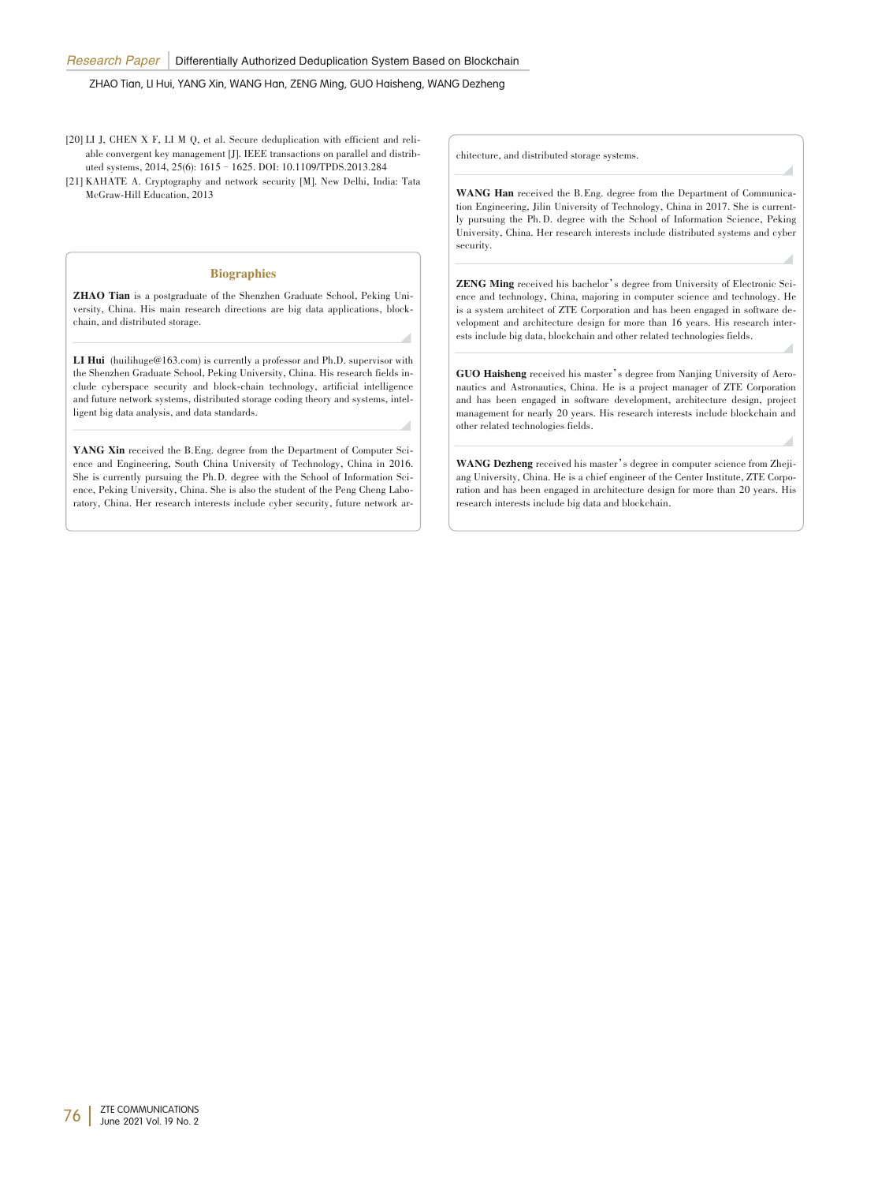[20] LI J, CHEN X F, LI M Q, et al. Secure deduplication with efficient and reliable convergent key management [J]. IEEE transactions on parallel and distributed systems, 2014, 25(6): 1615 – 1625. DOI: 10.1109/TPDS.2013.284

[21] KAHATE A. Cryptography and network security [M]. New Delhi, India: Tata McGraw-Hill Education, 2013

## Biographies

**ZHAO Tian** is a postgraduate of the Shenzhen Graduate School, Peking University, China. His main research directions are big data applications, blockchain, and distributed storage.

**LI Hui** (huilihuge@163.com) is currently a professor and Ph.D. supervisor with the Shenzhen Graduate School, Peking University, China. His research fields include cyberspace security and block-chain technology, artificial intelligence and future network systems, distributed storage coding theory and systems, intelligent big data analysis, and data standards.

**YANG Xin** received the B.Eng. degree from the Department of Computer Science and Engineering, South China University of Technology, China in 2016. She is currently pursuing the Ph.D. degree with the School of Information Science, Peking University, China. She is also the student of the Peng Cheng Laboratory, China. Her research interests include cyber security, future network architecture, and distributed storage systems.

**WANG Han** received the B.Eng. degree from the Department of Communication Engineering, Jilin University of Technology, China in 2017. She is currently pursuing the Ph.D. degree with the School of Information Science, Peking University, China. Her research interests include distributed systems and cyber security.

**ZENG Ming** received his bachelor's degree from University of Electronic Science and technology, China, majoring in computer science and technology. He is a system architect of ZTE Corporation and has been engaged in software development and architecture design for more than 16 years. His research interests include big data, blockchain and other related technologies fields.

**GUO Haisheng** received his master's degree from Nanjing University of Aeronautics and Astronautics, China. He is a project manager of ZTE Corporation and has been engaged in software development, architecture design, project management for nearly 20 years. His research interests include blockchain and other related technologies fields.

**WANG Dezheng** received his master's degree in computer science from Zhejiang University, China. He is a chief engineer of the Center Institute, ZTE Corporation and has been engaged in architecture design for more than 20 years. His research interests include big data and blockchain.